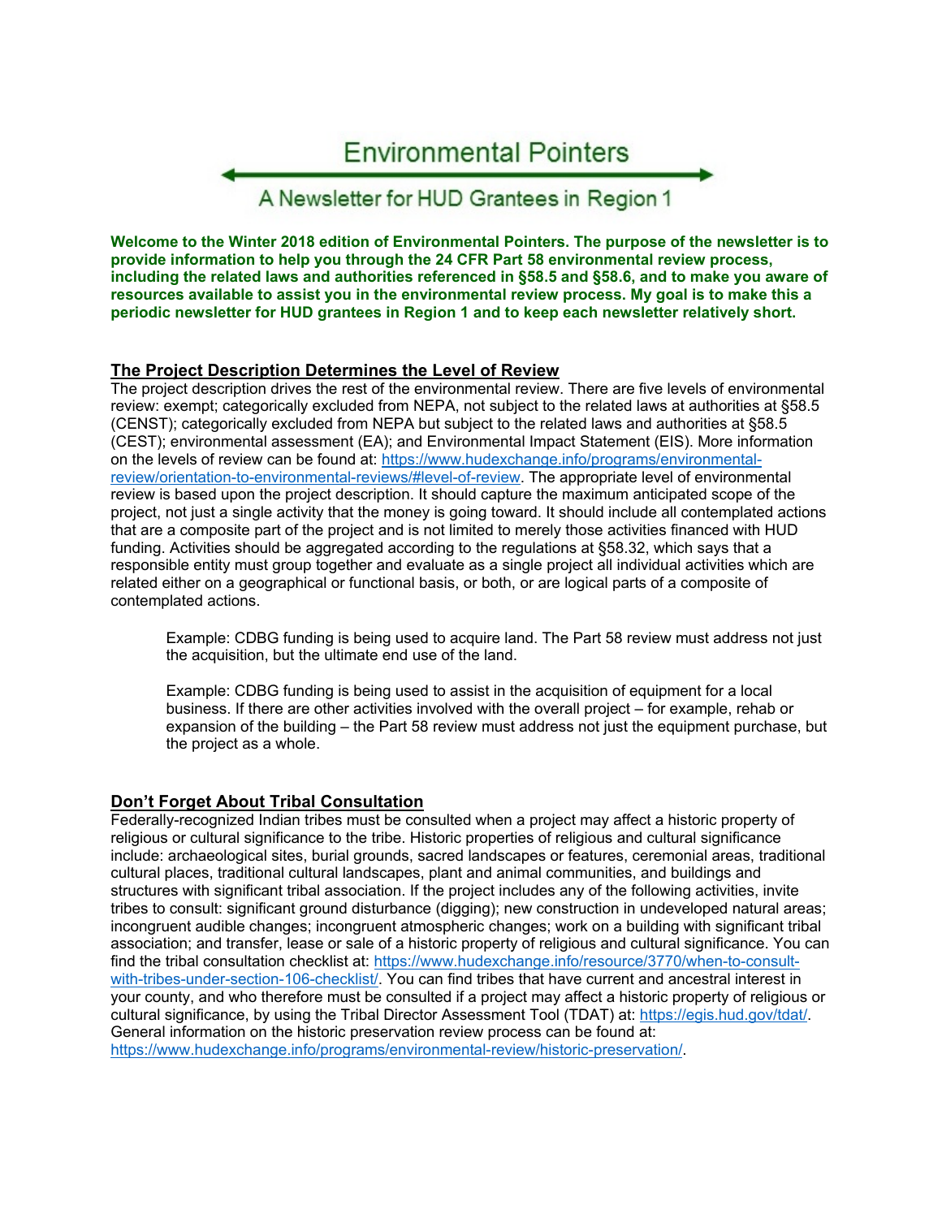# Environmental Pointers

## A Newsletter for HUD Grantees in Region 1

**Welcome to the Winter 2018 edition of Environmental Pointers. The purpose of the newsletter is to provide information to help you through the 24 CFR Part 58 environmental review process, including the related laws and authorities referenced in §58.5 and §58.6, and to make you aware of resources available to assist you in the environmental review process. My goal is to make this a periodic newsletter for HUD grantees in Region 1 and to keep each newsletter relatively short.**

### The Project Description Determines the Level of Review

The project description drives the rest of the environmental review. There are five levels of environmental review: exempt; categorically excluded from NEPA, not subject to the related laws at authorities at §58.5 (CENST); categorically excluded from NEPA but subject to the related laws and authorities at §58.5 (CEST); environmental assessment (EA); and Environmental Impact Statement (EIS). More information on the levels of review can be found at: https://www.hudexchange.info/programs/environmental-review/orientation-to-environmental-reviews/#level-of-review. The appropriate level of environmental review is based upon the project description. It should capture the maximum anticipated scope of the project, not just a single activity that the money is going toward. It should include all contemplated actions that are a composite part of the project and is not limited to merely those activities financed with HUD funding. Activities should be aggregated according to the regulations at §58.32, which says that a responsible entity must group together and evaluate as a single project all individual activities which are related either on a geographical or functional basis, or both, or are logical parts of a composite of contemplated actions.

> Example: CDBG funding is being used to acquire land. The Part 58 review must address not just the acquisition, but the ultimate end use of the land.
>
> Example: CDBG funding is being used to assist in the acquisition of equipment for a local business. If there are other activities involved with the overall project – for example, rehab or expansion of the building – the Part 58 review must address not just the equipment purchase, but the project as a whole.

### Don't Forget About Tribal Consultation

Federally-recognized Indian tribes must be consulted when a project may affect a historic property of religious or cultural significance to the tribe. Historic properties of religious and cultural significance include: archaeological sites, burial grounds, sacred landscapes or features, ceremonial areas, traditional cultural places, traditional cultural landscapes, plant and animal communities, and buildings and structures with significant tribal association. If the project includes any of the following activities, invite tribes to consult: significant ground disturbance (digging); new construction in undeveloped natural areas; incongruent audible changes; incongruent atmospheric changes; work on a building with significant tribal association; and transfer, lease or sale of a historic property of religious and cultural significance. You can find the tribal consultation checklist at: https://www.hudexchange.info/resource/3770/when-to-consult-with-tribes-under-section-106-checklist/. You can find tribes that have current and ancestral interest in your county, and who therefore must be consulted if a project may affect a historic property of religious or cultural significance, by using the Tribal Director Assessment Tool (TDAT) at: https://egis.hud.gov/tdat/. General information on the historic preservation review process can be found at: https://www.hudexchange.info/programs/environmental-review/historic-preservation/.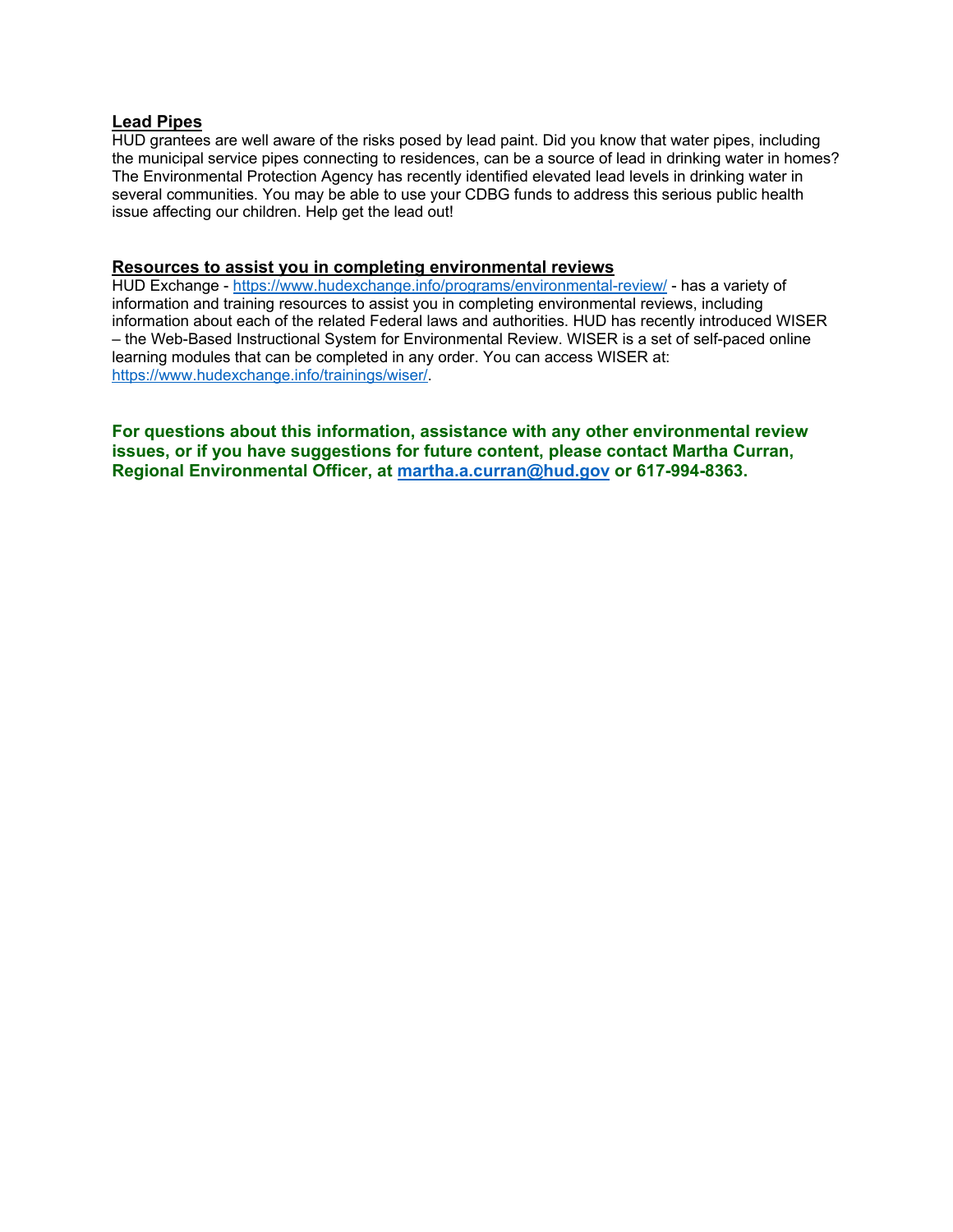## Lead Pipes

HUD grantees are well aware of the risks posed by lead paint. Did you know that water pipes, including the municipal service pipes connecting to residences, can be a source of lead in drinking water in homes? The Environmental Protection Agency has recently identified elevated lead levels in drinking water in several communities. You may be able to use your CDBG funds to address this serious public health issue affecting our children. Help get the lead out!

## Resources to assist you in completing environmental reviews

HUD Exchange - https://www.hudexchange.info/programs/environmental-review/ - has a variety of information and training resources to assist you in completing environmental reviews, including information about each of the related Federal laws and authorities. HUD has recently introduced WISER – the Web-Based Instructional System for Environmental Review. WISER is a set of self-paced online learning modules that can be completed in any order. You can access WISER at: https://www.hudexchange.info/trainings/wiser/.

**For questions about this information, assistance with any other environmental review issues, or if you have suggestions for future content, please contact Martha Curran, Regional Environmental Officer, at martha.a.curran@hud.gov or 617-994-8363.**